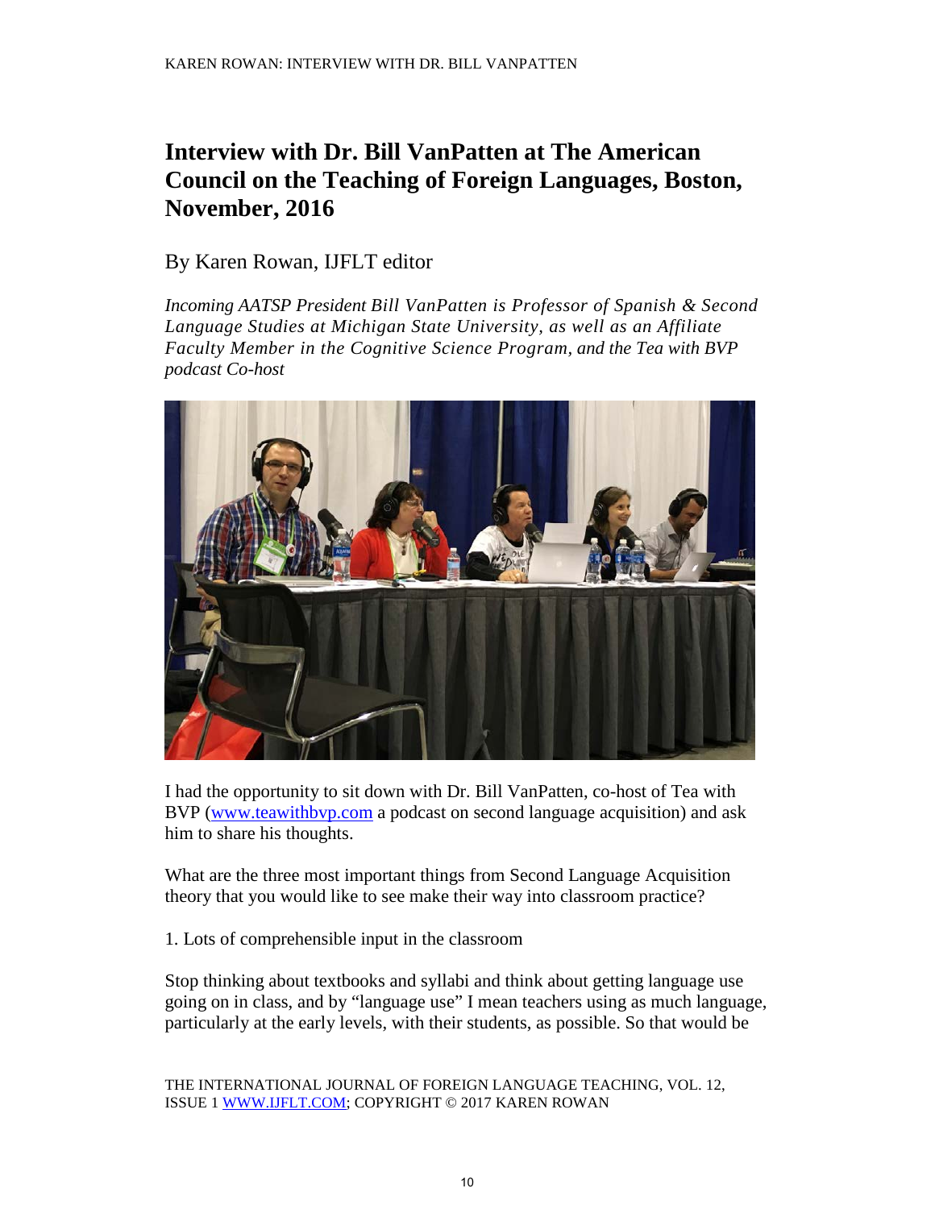# Interview with Dr. Bill VanPatten at The American Council on the Teaching of Foreign Languages, Boston, November, 2016

By Karen Rowan, IJFLT editor

*Incoming AATSP President Bill VanPatten is Professor of Spanish & Second Language Studies at Michigan State University, as well as an Affiliate Faculty Member in the Cognitive Science Program, and the Tea with BVP podcast Co-host*

I had the opportunity to sit down with Dr. Bill VanPatten, co-host of Tea with BVP (www.teawithbvp.com a podcast on second language acquisition) and ask him to share his thoughts.

What are the three most important things from Second Language Acquisition theory that you would like to see make their way into classroom practice?

1. Lots of comprehensible input in the classroom

Stop thinking about textbooks and syllabi and think about getting language use going on in class, and by "language use" I mean teachers using as much language, particularly at the early levels, with their students, as possible. So that would be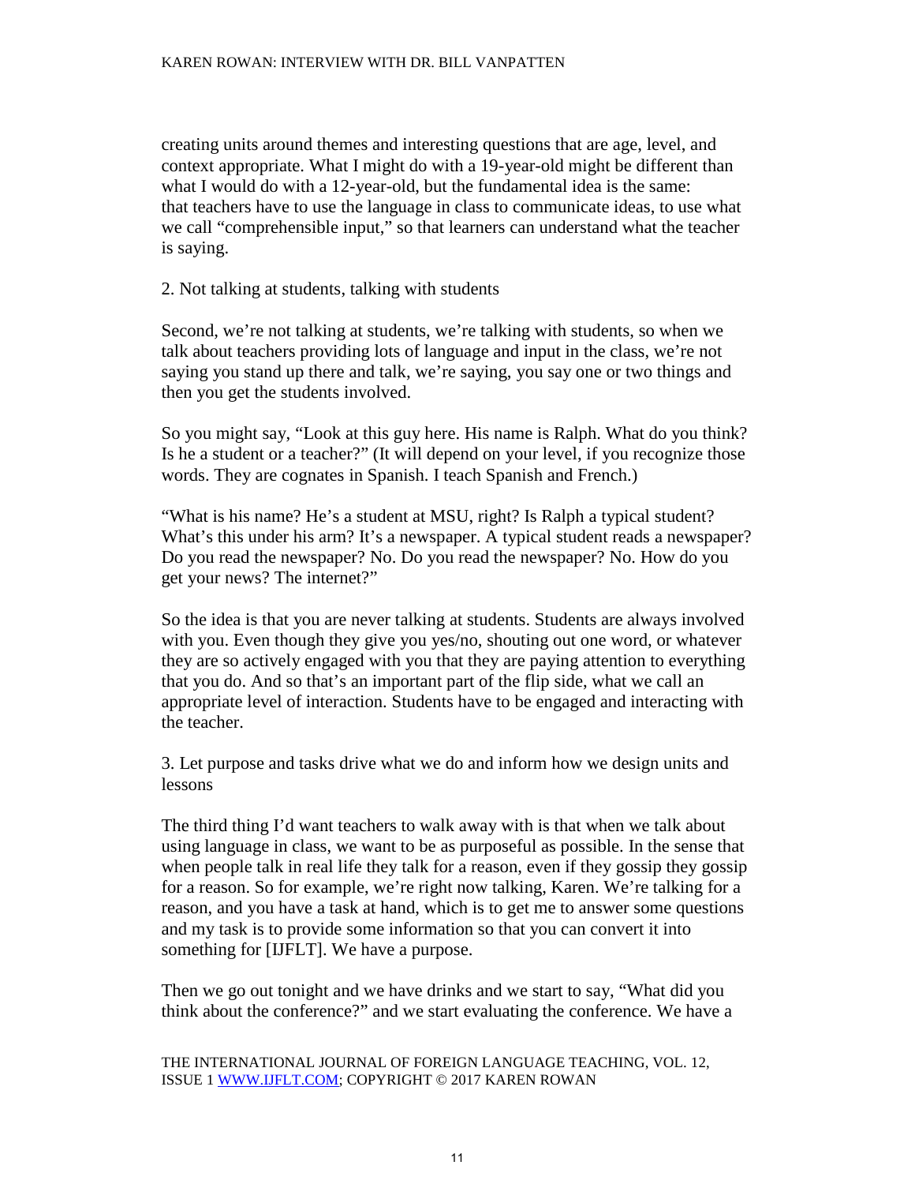creating units around themes and interesting questions that are age, level, and context appropriate. What I might do with a 19-year-old might be different than what I would do with a 12-year-old, but the fundamental idea is the same: that teachers have to use the language in class to communicate ideas, to use what we call "comprehensible input," so that learners can understand what the teacher is saying.

### 2. Not talking at students, talking with students

Second, we're not talking at students, we're talking with students, so when we talk about teachers providing lots of language and input in the class, we're not saying you stand up there and talk, we're saying, you say one or two things and then you get the students involved.

So you might say, "Look at this guy here. His name is Ralph. What do you think? Is he a student or a teacher?" (It will depend on your level, if you recognize those words. They are cognates in Spanish. I teach Spanish and French.)

"What is his name? He's a student at MSU, right? Is Ralph a typical student? What's this under his arm? It's a newspaper. A typical student reads a newspaper? Do you read the newspaper? No. Do you read the newspaper? No. How do you get your news? The internet?"

So the idea is that you are never talking at students. Students are always involved with you. Even though they give you yes/no, shouting out one word, or whatever they are so actively engaged with you that they are paying attention to everything that you do. And so that's an important part of the flip side, what we call an appropriate level of interaction. Students have to be engaged and interacting with the teacher.

### 3. Let purpose and tasks drive what we do and inform how we design units and lessons

The third thing I'd want teachers to walk away with is that when we talk about using language in class, we want to be as purposeful as possible. In the sense that when people talk in real life they talk for a reason, even if they gossip they gossip for a reason. So for example, we're right now talking, Karen. We're talking for a reason, and you have a task at hand, which is to get me to answer some questions and my task is to provide some information so that you can convert it into something for [IJFLT]. We have a purpose.

Then we go out tonight and we have drinks and we start to say, "What did you think about the conference?" and we start evaluating the conference. We have a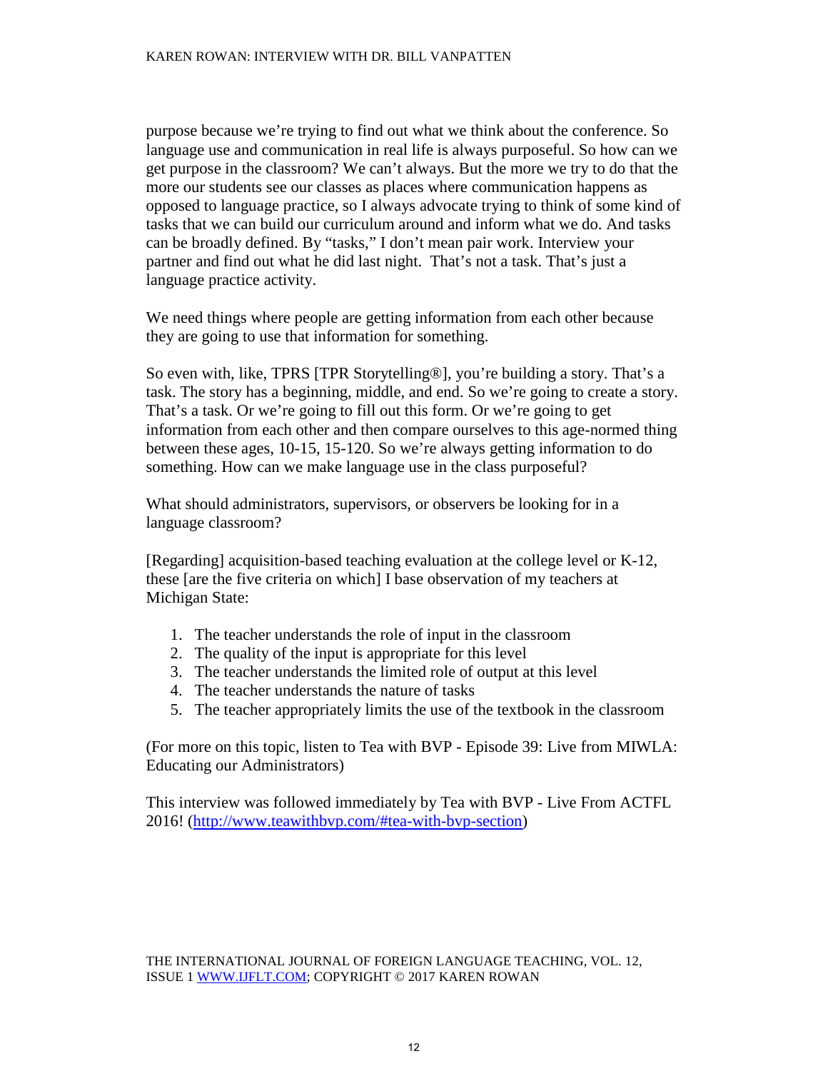purpose because we're trying to find out what we think about the conference. So language use and communication in real life is always purposeful. So how can we get purpose in the classroom? We can't always. But the more we try to do that the more our students see our classes as places where communication happens as opposed to language practice, so I always advocate trying to think of some kind of tasks that we can build our curriculum around and inform what we do. And tasks can be broadly defined. By "tasks," I don't mean pair work. Interview your partner and find out what he did last night. That's not a task. That's just a language practice activity.

We need things where people are getting information from each other because they are going to use that information for something.

So even with, like, TPRS [TPR Storytelling®], you're building a story. That's a task. The story has a beginning, middle, and end. So we're going to create a story. That's a task. Or we're going to fill out this form. Or we're going to get information from each other and then compare ourselves to this age-normed thing between these ages, 10-15, 15-120. So we're always getting information to do something. How can we make language use in the class purposeful?

What should administrators, supervisors, or observers be looking for in a language classroom?

[Regarding] acquisition-based teaching evaluation at the college level or K-12, these [are the five criteria on which] I base observation of my teachers at Michigan State:

1. The teacher understands the role of input in the classroom
2. The quality of the input is appropriate for this level
3. The teacher understands the limited role of output at this level
4. The teacher understands the nature of tasks
5. The teacher appropriately limits the use of the textbook in the classroom

(For more on this topic, listen to Tea with BVP - Episode 39: Live from MIWLA: Educating our Administrators)

This interview was followed immediately by Tea with BVP - Live From ACTFL 2016! (http://www.teawithbvp.com/#tea-with-bvp-section)